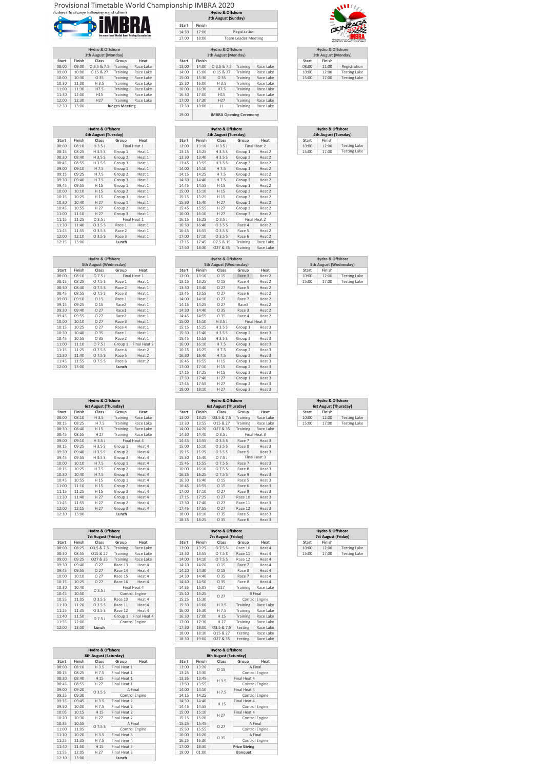# Provisional Timetable World Championship IMBRA 2020

(subject to change following registration)

iMBRA — International Model Boat Racing Association

GONZAGA 2020 — World Championship Model Boat Racing

### Hydro & Offshore — 2th August (Sunday)

| Start | Finish | |
|---|---|---|
| 14:30 | 17:00 | Registration |
| 17:00 | 18:00 | Team Leader Meeting |

### Hydro & Offshore — 3th August (Monday)

| Start | Finish | Class | Group | Heat |
|---|---|---|---|---|
| 08:00 | 09:00 | O 3.5 & 7.5 | Training | Race Lake |
| 09:00 | 10:00 | O 15 & 27 | Training | Race Lake |
| 10:00 | 10:30 | O 35 | Training | Race Lake |
| 10:30 | 11:00 | H 3.5 | Training | Race Lake |
| 11:00 | 11:30 | H7.5 | Training | Race Lake |
| 11:30 | 12:00 | H15 | Training | Race Lake |
| 12:00 | 12:30 | H27 | Training | Race Lake |
| 12:30 | 13:00 | Judges Meeting | | |

| Start | Finish | Class | Group | Heat |
|---|---|---|---|---|
| 13:00 | 14:00 | O 3.5 & 7.5 | Training | Race Lake |
| 14:00 | 15:00 | O 15 & 27 | Training | Race Lake |
| 15:00 | 15:30 | O 35 | Training | Race Lake |
| 15:30 | 16:00 | H 3.5 | Training | Race Lake |
| 16:00 | 16:30 | H7.5 | Training | Race Lake |
| 16:30 | 17:00 | H15 | Training | Race Lake |
| 17:00 | 17:30 | H27 | Training | Race Lake |
| 17:30 | 18:00 | H | Training | Race Lake |
| 19:00 | | iMBRA Opening Ceremony | | |

| Start | Finish | |
|---|---|---|
| 08:00 | 11:00 | Registration |
| 10:00 | 12:00 | Testing Lake |
| 15:00 | 17:00 | Testing Lake |

### Hydro & Offshore — 4th August (Tuesday)

| Start | Finish | Class | Group | Heat |
|---|---|---|---|---|
| 08:00 | 08:10 | H 3.5 J | Final Heat 1 | |
| 08:15 | 08:25 | H 3.5 S | Group 1 | Heat 1 |
| 08:30 | 08:40 | H 3.5 S | Group 2 | Heat 1 |
| 08:45 | 08:55 | H 3.5 S | Group 3 | Heat 1 |
| 09:00 | 09:10 | H 7.5 | Group 1 | Heat 1 |
| 09:15 | 09:25 | H 7.5 | Group 2 | Heat 1 |
| 09:30 | 09:40 | H 7.5 | Group 3 | Heat 1 |
| 09:45 | 09:55 | H 15 | Group 1 | Heat 1 |
| 10:00 | 10:10 | H 15 | Group 2 | Heat 1 |
| 10:15 | 10:25 | H 15 | Group 3 | Heat 1 |
| 10:30 | 10:40 | H 27 | Group 1 | Heat 1 |
| 10:45 | 10:55 | H 27 | Group 2 | Heat 1 |
| 11:00 | 11:10 | H 27 | Group 3 | Heat 1 |
| 11:15 | 11:25 | O 3.5 J | Final Heat 1 | |
| 11:30 | 11:40 | O 3.5 S | Race 1 | Heat 1 |
| 11:45 | 11:55 | O 3.5 S | Race 2 | Heat 1 |
| 12:00 | 12:10 | O 3.5 S | Race 3 | Heat 1 |
| 12:15 | 13:00 | Lunch | | |

| Start | Finish | Class | Group | Heat |
|---|---|---|---|---|
| 13:00 | 13:10 | H 3.5 J | Final Heat 2 | |
| 13:15 | 13:25 | H 3.5 S | Group 1 | Heat 2 |
| 13:30 | 13:40 | H 3.5 S | Group 2 | Heat 2 |
| 13:45 | 13:55 | H 3.5 S | Group 3 | Heat 2 |
| 14:00 | 14:10 | H 7.5 | Group 1 | Heat 2 |
| 14:15 | 14:25 | H 7.5 | Group 2 | Heat 2 |
| 14:30 | 14:40 | H 7.5 | Group 3 | Heat 2 |
| 14:45 | 14:55 | H 15 | Group 1 | Heat 2 |
| 15:00 | 15:10 | H 15 | Group 2 | Heat 2 |
| 15:15 | 15:25 | H 15 | Group 3 | Heat 2 |
| 15:30 | 15:40 | H 27 | Group 1 | Heat 2 |
| 15:45 | 15:55 | H 27 | Group 2 | Heat 2 |
| 16:00 | 16:10 | H 27 | Group 3 | Heat 2 |
| 16:15 | 16:25 | O 3.5 J | Final Heat 2 | |
| 16:30 | 16:40 | O 3.5 S | Race 4 | Heat 2 |
| 16:45 | 16:55 | O 3.5 S | Race 5 | Heat 2 |
| 17:00 | 17:10 | O 3.5 S | Race 6 | Heat 2 |
| 17:15 | 17:45 | O7.5 & 15 | Training | Race Lake |
| 17:50 | 18:30 | O27 & 35 | Training | Race Lake |

| Start | Finish | |
|---|---|---|
| 10:00 | 12:00 | Testing Lake |
| 15:00 | 17:00 | Testing Lake |

### Hydro & Offshore — 5th August (Wednesday)

| Start | Finish | Class | Group | Heat |
|---|---|---|---|---|
| 08:00 | 08:10 | O 7.5 J | Final Heat 1 | |
| 08:15 | 08:25 | O 7.5 S | Race 1 | Heat 1 |
| 08:30 | 08:40 | O 7.5 S | Race 2 | Heat 1 |
| 08:45 | 08:55 | O 7.5 S | Race 3 | Heat 1 |
| 09:00 | 09:10 | O 15 | Race 1 | Heat 1 |
| 09:15 | 09:25 | O 15 | Race2 | Heat 1 |
| 09:30 | 09:40 | O 27 | Race1 | Heat 1 |
| 09:45 | 09:55 | O 27 | Race2 | Heat 1 |
| 10:00 | 10:10 | O 27 | Race 3 | Heat 1 |
| 10:15 | 10:25 | O 27 | Race 4 | Heat 1 |
| 10:30 | 10:40 | O 35 | Race 1 | Heat 1 |
| 10:45 | 10:55 | O 35 | Race 2 | Heat 1 |
| 11:00 | 11:10 | O 7.5 J | Group 1 | Final Heat 2 |
| 11:15 | 11:25 | O 7.5 S | Race 4 | Heat 2 |
| 11:30 | 11:40 | O 7.5 S | Race 5 | Heat 2 |
| 11:45 | 11:55 | O 7.5 S | Race 6 | Heat 2 |
| 12:00 | 13:00 | Lunch | | |

| Start | Finish | Class | Group | Heat |
|---|---|---|---|---|
| 13:00 | 13:10 | O 15 | Race 3 | Heat 2 |
| 13:15 | 13:25 | O 15 | Race 4 | Heat 2 |
| 13:30 | 13:40 | O 27 | Race 5 | Heat 2 |
| 13:45 | 13:55 | O 27 | Race 6 | Heat 2 |
| 14:00 | 14:10 | O 27 | Race 7 | Heat 2 |
| 14:15 | 14:25 | O 27 | Race8 | Heat 2 |
| 14:30 | 14:40 | O 35 | Race 3 | Heat 2 |
| 14:45 | 14:55 | O 35 | Race 4 | Heat 2 |
| 15:00 | 15:10 | H 3.5 J | Final Heat 3 | |
| 15:15 | 15:25 | H 3.5 S | Group 1 | Heat 3 |
| 15:30 | 15:40 | H 3.5 S | Group 2 | Heat 3 |
| 15:45 | 15:55 | H 3.5 S | Group 3 | Heat 3 |
| 16:00 | 16:10 | H 7.5 | Group 1 | Heat 3 |
| 16:15 | 16:25 | H 7.5 | Group 2 | Heat 3 |
| 16:30 | 16:40 | H 7.5 | Group 3 | Heat 3 |
| 16:45 | 16:55 | H 15 | Group 1 | Heat 3 |
| 17:00 | 17:10 | H 15 | Group 2 | Heat 3 |
| 17:15 | 17:25 | H 15 | Group 3 | Heat 3 |
| 17:30 | 17:40 | H 27 | Group 1 | Heat 3 |
| 17:45 | 17:55 | H 27 | Group 2 | Heat 3 |
| 18:00 | 18:10 | H 27 | Group 3 | Heat 3 |

| Start | Finish | |
|---|---|---|
| 10:00 | 12:00 | Testing Lake |
| 15:00 | 17:00 | Testing Lake |

### Hydro & Offshore — 6st August (Thursday)

| Start | Finish | Class | Group | Heat |
|---|---|---|---|---|
| 08:00 | 08:10 | H 3.5 | Training | Race Lake |
| 08:15 | 08:25 | H 7.5 | Training | Race Lake |
| 08:30 | 08:40 | H 15 | Training | Race Lake |
| 08:45 | 08:55 | H 27 | Training | Race Lake |
| 09:00 | 09:10 | H 3.5 J | Final Heat 4 | |
| 09:15 | 09:25 | H 3.5 S | Group 1 | Heat 4 |
| 09:30 | 09:40 | H 3.5 S | Group 2 | Heat 4 |
| 09:45 | 09:55 | H 3.5 S | Group 3 | Heat 4 |
| 10:00 | 10:10 | H 7.5 | Group 1 | Heat 4 |
| 10:15 | 10:25 | H 7.5 | Group 2 | Heat 4 |
| 10:30 | 10:40 | H 7.5 | Group 3 | Heat 4 |
| 10:45 | 10:55 | H 15 | Group 1 | Heat 4 |
| 11:00 | 11:10 | H 15 | Group 2 | Heat 4 |
| 11:15 | 11:25 | H 15 | Group 3 | Heat 4 |
| 11:30 | 11:40 | H 27 | Group 1 | Heat 4 |
| 11:45 | 11:55 | H 27 | Group 2 | Heat 4 |
| 12:00 | 12:15 | H 27 | Group 3 | Heat 4 |
| 12:10 | 13:00 | Lunch | | |

| Start | Finish | Class | Group | Heat |
|---|---|---|---|---|
| 13:00 | 13:25 | O3.5 & 7.5 | Training | Race Lake |
| 13:30 | 13:55 | O15 & 27 | Training | Race Lake |
| 14:00 | 14:20 | O27 & 35 | Training | Race Lake |
| 14:30 | 14:40 | O 3.5 J | Final Heat 3 | |
| 14:45 | 14:55 | O 3.5 S | Race 7 | Heat 3 |
| 15:00 | 15:10 | O 3.5 S | Race 8 | Heat 3 |
| 15:15 | 15:25 | O 3.5 S | Race 9 | Heat 3 |
| 15:30 | 15:40 | O 7.5 J | Final Heat 3 | |
| 15:45 | 15:55 | O 7.5 S | Race 7 | Heat 3 |
| 16:00 | 16:10 | O 7.5 S | Race 8 | Heat 3 |
| 16:15 | 16:25 | O 7.5 S | Race 9 | Heat 3 |
| 16:30 | 16:40 | O 15 | Race 5 | Heat 3 |
| 16:45 | 16:55 | O 15 | Race 6 | Heat 3 |
| 17:00 | 17:10 | O 27 | Race 9 | Heat 3 |
| 17:15 | 17:25 | O 27 | Race 10 | Heat 3 |
| 17:30 | 17:40 | O 27 | Race 11 | Heat 3 |
| 17:45 | 17:55 | O 27 | Race 12 | Heat 3 |
| 18:00 | 18:10 | O 35 | Race 5 | Heat 3 |
| 18:15 | 18:25 | O 35 | Race 6 | Heat 3 |

| Start | Finish | |
|---|---|---|
| 10:00 | 12:00 | Testing Lake |
| 15:00 | 17:00 | Testing Lake |

### Hydro & Offshore — 7st August (Friday)

| Start | Finish | Class | Group | Heat |
|---|---|---|---|---|
| 08:00 | 08:25 | O3.5 & 7.5 | Training | Race Lake |
| 08:30 | 08:55 | O15 & 27 | Training | Race Lake |
| 09:00 | 09:25 | O27 & 35 | Training | Race Lake |
| 09:30 | 09:40 | O 27 | Race 13 | Heat 4 |
| 09:45 | 09:55 | O 27 | Race 14 | Heat 4 |
| 10:00 | 10:10 | O 27 | Race 15 | Heat 4 |
| 10:15 | 10:25 | O 27 | Race 16 | Heat 4 |
| 10:30 | 10:40 | O 3.5 J | Final Heat 4 | |
| 10:45 | 10:50 | O 3.5 J | Control Engine | |
| 10:55 | 11:05 | O 3.5 S | Race 10 | Heat 4 |
| 11:10 | 11:20 | O 3.5 S | Race 11 | Heat 4 |
| 11:25 | 11:35 | O 3.5 S | Race 12 | Heat 4 |
| 11:40 | 11:50 | O 7.5 J | Group 1 | Final Heat 4 |
| 11:55 | 12:00 | O 7.5 J | Control Engine | |
| 12:00 | 13:00 | Lunch | | |

| Start | Finish | Class | Group | Heat |
|---|---|---|---|---|
| 13:00 | 13:25 | O 7.5 S | Race 10 | Heat 4 |
| 13:30 | 13:55 | O 7.5 S | Race 11 | Heat 4 |
| 14:00 | 14:10 | O 7.5 S | Race 12 | Heat 4 |
| 14:10 | 14:20 | O 15 | Race 7 | Heat 4 |
| 14:20 | 14:30 | O 15 | Race 8 | Heat 4 |
| 14:30 | 14:40 | O 35 | Race 7 | Heat 4 |
| 14:40 | 14:50 | O 35 | Race 8 | Heat 4 |
| 14:55 | 15:05 | O27 | Training | Race Lake |
| 15:10 | 15:25 | O 27 | B Final | |
| 15:25 | 15:30 | O 27 | Control Engine | |
| 15:30 | 16:00 | H 3.5 | Training | Race Lake |
| 16:00 | 16:30 | H 7.5 | Training | Race Lake |
| 16:30 | 17:00 | H 15 | Training | Race Lake |
| 17:00 | 17:30 | H 27 | Training | Race Lake |
| 17:30 | 18:00 | O3.5 & 7.5 | testing | Race Lake |
| 18:00 | 18:30 | O15 & 27 | testing | Race Lake |
| 18:30 | 19:00 | O27 & 35 | testing | Race Lake |

| Start | Finish | |
|---|---|---|
| 10:00 | 12:00 | Testing Lake |
| 15:00 | 17:00 | Testing Lake |

### Hydro & Offshore — 8th August (Saturday)

| Start | Finish | Class | Group | Heat |
|---|---|---|---|---|
| 08:00 | 08:10 | H 3.5 | Final Heat 1 | |
| 08:15 | 08:25 | H 7.5 | Final Heat 1 | |
| 08:30 | 08:40 | H 15 | Final Heat 1 | |
| 08:45 | 08:55 | H 27 | Final Heat 1 | |
| 09:00 | 09:20 | O 3.5 S | A Final | |
| 09:25 | 09:30 | O 3.5 S | Control Engine | |
| 09:35 | 09:45 | H 3.5 | Final Heat 2 | |
| 09:50 | 10:00 | H 7.5 | Final Heat 2 | |
| 10:05 | 10:15 | H 15 | Final Heat 2 | |
| 10:20 | 10:30 | H 27 | Final Heat 2 | |
| 10:35 | 10:55 | O 7.5 S | A Final | |
| 11:00 | 11:05 | O 7.5 S | Control Engine | |
| 11:10 | 10:20 | H 3.5 | Final Heat 3 | |
| 11:25 | 11:35 | H 7.5 | Final Heat 3 | |
| 11:40 | 11:50 | H 15 | Final Heat 3 | |
| 11:55 | 12:05 | H 27 | Final Heat 3 | |
| 12:10 | 13:00 | Lunch | | |

| Start | Finish | Class | Group | Heat |
|---|---|---|---|---|
| 13:00 | 13:20 | O 15 | A Final | |
| 13:25 | 13:30 | O 15 | Control Engine | |
| 13:35 | 13:45 | H 3.5 | Final Heat 4 | |
| 13:50 | 13:55 | H 3.5 | Control Engine | |
| 14:00 | 14:10 | H 7.5 | Final Heat 4 | |
| 14:15 | 14:25 | H 7.5 | Control Engine | |
| 14:30 | 14:40 | H 15 | Final Heat 4 | |
| 14:45 | 14:55 | H 15 | Control Engine | |
| 15:00 | 15:10 | H 27 | Final Heat 4 | |
| 15:15 | 15:20 | H 27 | Control Engine | |
| 15:25 | 15:45 | O 27 | A Final | |
| 15:50 | 15:55 | O 27 | Control Engine | |
| 16:00 | 16:20 | O 35 | A Final | |
| 16:25 | 16:30 | O 35 | Control Engine | |
| 17:00 | 18:30 | Prize Giving | | |
| 19:00 | 01:00 | Banquet | | |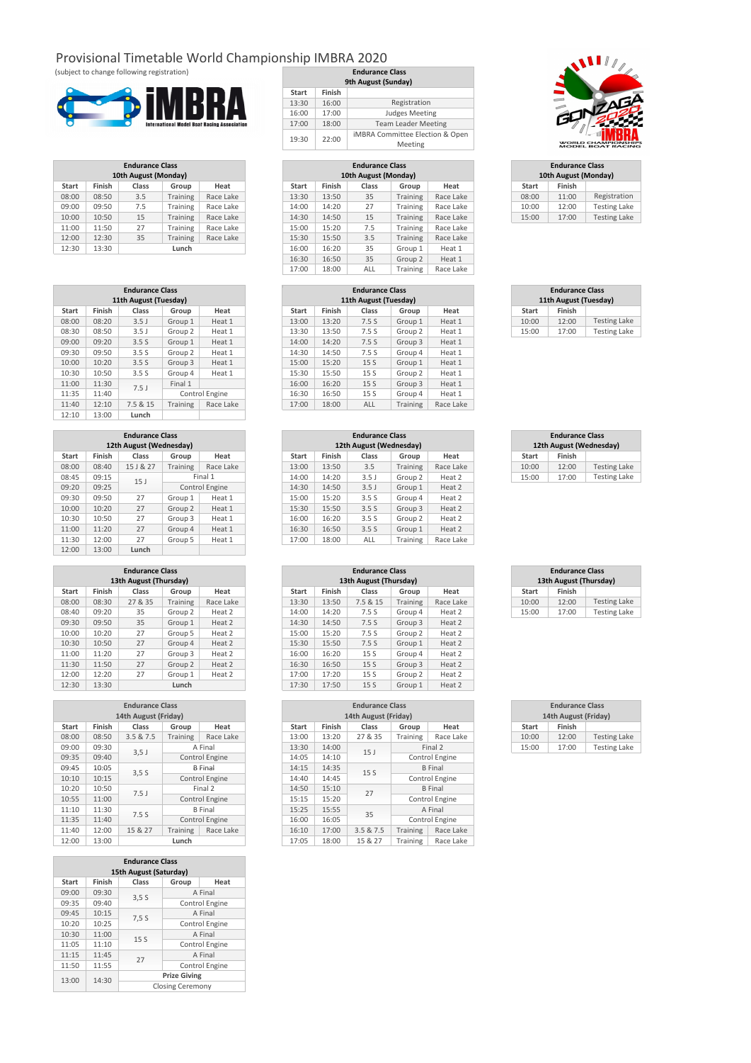# Provisional Timetable World Championship IMBRA 2020

(subject to change following registration)

| Endurance Class 9th August (Sunday) | | |
|---|---|---|
| Start | Finish | |
| 13:30 | 16:00 | Registration |
| 16:00 | 17:00 | Judges Meeting |
| 17:00 | 18:00 | Team Leader Meeting |
| 19:30 | 22:00 | iMBRA Committee Election & Open Meeting |

| Endurance Class 10th August (Monday) | | | | |
|---|---|---|---|---|
| Start | Finish | Class | Group | Heat |
| 08:00 | 08:50 | 3.5 | Training | Race Lake |
| 09:00 | 09:50 | 7.5 | Training | Race Lake |
| 10:00 | 10:50 | 15 | Training | Race Lake |
| 11:00 | 11:50 | 27 | Training | Race Lake |
| 12:00 | 12:30 | 35 | Training | Race Lake |
| 12:30 | 13:30 | Lunch | | |

| Endurance Class 10th August (Monday) | | | | |
|---|---|---|---|---|
| Start | Finish | Class | Group | Heat |
| 13:30 | 13:50 | 35 | Training | Race Lake |
| 14:00 | 14:20 | 27 | Training | Race Lake |
| 14:30 | 14:50 | 15 | Training | Race Lake |
| 15:00 | 15:20 | 7.5 | Training | Race Lake |
| 15:30 | 15:50 | 3.5 | Training | Race Lake |
| 16:00 | 16:20 | 35 | Group 1 | Heat 1 |
| 16:30 | 16:50 | 35 | Group 2 | Heat 1 |
| 17:00 | 18:00 | ALL | Training | Race Lake |

| Endurance Class 10th August (Monday) | | |
|---|---|---|
| Start | Finish | |
| 08:00 | 11:00 | Registration |
| 10:00 | 12:00 | Testing Lake |
| 15:00 | 17:00 | Testing Lake |

| Endurance Class 11th August (Tuesday) | | | | |
|---|---|---|---|---|
| Start | Finish | Class | Group | Heat |
| 08:00 | 08:20 | 3.5 J | Group 1 | Heat 1 |
| 08:30 | 08:50 | 3.5 J | Group 2 | Heat 1 |
| 09:00 | 09:20 | 3.5 S | Group 1 | Heat 1 |
| 09:30 | 09:50 | 3.5 S | Group 2 | Heat 1 |
| 10:00 | 10:20 | 3.5 S | Group 3 | Heat 1 |
| 10:30 | 10:50 | 3.5 S | Group 4 | Heat 1 |
| 11:00 | 11:30 | 7.5 J | Final 1 | |
| 11:35 | 11:40 | | Control Engine | |
| 11:40 | 12:10 | 7.5 & 15 | Training | Race Lake |
| 12:10 | 13:00 | Lunch | | |

| Endurance Class 11th August (Tuesday) | | | | |
|---|---|---|---|---|
| Start | Finish | Class | Group | Heat |
| 13:00 | 13:20 | 7.5 S | Group 1 | Heat 1 |
| 13:30 | 13:50 | 7.5 S | Group 2 | Heat 1 |
| 14:00 | 14:20 | 7.5 S | Group 3 | Heat 1 |
| 14:30 | 14:50 | 7.5 S | Group 4 | Heat 1 |
| 15:00 | 15:20 | 15 S | Group 1 | Heat 1 |
| 15:30 | 15:50 | 15 S | Group 2 | Heat 1 |
| 16:00 | 16:20 | 15 S | Group 3 | Heat 1 |
| 16:30 | 16:50 | 15 S | Group 4 | Heat 1 |
| 17:00 | 18:00 | ALL | Training | Race Lake |

| Endurance Class 11th August (Tuesday) | | |
|---|---|---|
| Start | Finish | |
| 10:00 | 12:00 | Testing Lake |
| 15:00 | 17:00 | Testing Lake |

| Endurance Class 12th August (Wednesday) | | | | |
|---|---|---|---|---|
| Start | Finish | Class | Group | Heat |
| 08:00 | 08:40 | 15 J & 27 | Training | Race Lake |
| 08:45 | 09:15 | 15 J | Final 1 | |
| 09:20 | 09:25 | | Control Engine | |
| 09:30 | 09:50 | 27 | Group 1 | Heat 1 |
| 10:00 | 10:20 | 27 | Group 2 | Heat 1 |
| 10:30 | 10:50 | 27 | Group 3 | Heat 1 |
| 11:00 | 11:20 | 27 | Group 4 | Heat 1 |
| 11:30 | 12:00 | 27 | Group 5 | Heat 1 |
| 12:00 | 13:00 | Lunch | | |

| Endurance Class 12th August (Wednesday) | | | | |
|---|---|---|---|---|
| Start | Finish | Class | Group | Heat |
| 13:00 | 13:50 | 3.5 | Training | Race Lake |
| 14:00 | 14:20 | 3.5 J | Group 2 | Heat 2 |
| 14:30 | 14:50 | 3.5 J | Group 1 | Heat 2 |
| 15:00 | 15:20 | 3.5 S | Group 4 | Heat 2 |
| 15:30 | 15:50 | 3.5 S | Group 3 | Heat 2 |
| 16:00 | 16:20 | 3.5 S | Group 2 | Heat 2 |
| 16:30 | 16:50 | 3.5 S | Group 1 | Heat 2 |
| 17:00 | 18:00 | ALL | Training | Race Lake |

| Endurance Class 12th August (Wednesday) | | |
|---|---|---|
| Start | Finish | |
| 10:00 | 12:00 | Testing Lake |
| 15:00 | 17:00 | Testing Lake |

| Endurance Class 13th August (Thursday) | | | | |
|---|---|---|---|---|
| Start | Finish | Class | Group | Heat |
| 08:00 | 08:30 | 27 & 35 | Training | Race Lake |
| 08:40 | 09:20 | 35 | Group 2 | Heat 2 |
| 09:30 | 09:50 | 35 | Group 1 | Heat 2 |
| 10:00 | 10:20 | 27 | Group 5 | Heat 2 |
| 10:30 | 10:50 | 27 | Group 4 | Heat 2 |
| 11:00 | 11:20 | 27 | Group 3 | Heat 2 |
| 11:30 | 11:50 | 27 | Group 2 | Heat 2 |
| 12:00 | 12:20 | 27 | Group 1 | Heat 2 |
| 12:30 | 13:30 | Lunch | | |

| Endurance Class 13th August (Thursday) | | | | |
|---|---|---|---|---|
| Start | Finish | Class | Group | Heat |
| 13:30 | 13:50 | 7.5 & 15 | Training | Race Lake |
| 14:00 | 14:20 | 7.5 S | Group 4 | Heat 2 |
| 14:30 | 14:50 | 7.5 S | Group 3 | Heat 2 |
| 15:00 | 15:20 | 7.5 S | Group 2 | Heat 2 |
| 15:30 | 15:50 | 7.5 S | Group 1 | Heat 2 |
| 16:00 | 16:20 | 15 S | Group 4 | Heat 2 |
| 16:30 | 16:50 | 15 S | Group 3 | Heat 2 |
| 17:00 | 17:20 | 15 S | Group 2 | Heat 2 |
| 17:30 | 17:50 | 15 S | Group 1 | Heat 2 |

| Endurance Class 13th August (Thursday) | | |
|---|---|---|
| Start | Finish | |
| 10:00 | 12:00 | Testing Lake |
| 15:00 | 17:00 | Testing Lake |

| Endurance Class 14th August (Friday) | | | | |
|---|---|---|---|---|
| Start | Finish | Class | Group | Heat |
| 08:00 | 08:50 | 3.5 & 7.5 | Training | Race Lake |
| 09:00 | 09:30 | 3,5 J | A Final | |
| 09:35 | 09:40 | | Control Engine | |
| 09:45 | 10:05 | 3,5 S | B Final | |
| 10:10 | 10:15 | | Control Engine | |
| 10:20 | 10:50 | 7.5 J | Final 2 | |
| 10:55 | 11:00 | | Control Engine | |
| 11:10 | 11:30 | 7.5 S | B Final | |
| 11:35 | 11:40 | | Control Engine | |
| 11:40 | 12:00 | 15 & 27 | Training | Race Lake |
| 12:00 | 13:00 | Lunch | | |

| Endurance Class 14th August (Friday) | | | | |
|---|---|---|---|---|
| Start | Finish | Class | Group | Heat |
| 13:00 | 13:20 | 27 & 35 | Training | Race Lake |
| 13:30 | 14:00 | 15 J | Final 2 | |
| 14:05 | 14:10 | | Control Engine | |
| 14:15 | 14:35 | 15 S | B Final | |
| 14:40 | 14:45 | | Control Engine | |
| 14:50 | 15:10 | 27 | B Final | |
| 15:15 | 15:20 | | Control Engine | |
| 15:25 | 15:55 | 35 | A Final | |
| 16:00 | 16:05 | | Control Engine | |
| 16:10 | 17:00 | 3.5 & 7.5 | Training | Race Lake |
| 17:05 | 18:00 | 15 & 27 | Training | Race Lake |

| Endurance Class 14th August (Friday) | | |
|---|---|---|
| Start | Finish | |
| 10:00 | 12:00 | Testing Lake |
| 15:00 | 17:00 | Testing Lake |

| Endurance Class 15th August (Saturday) | | | | |
|---|---|---|---|---|
| Start | Finish | Class | Group | Heat |
| 09:00 | 09:30 | 3,5 S | A Final | |
| 09:35 | 09:40 | | Control Engine | |
| 09:45 | 10:15 | 7,5 S | A Final | |
| 10:20 | 10:25 | | Control Engine | |
| 10:30 | 11:00 | 15 S | A Final | |
| 11:05 | 11:10 | | Control Engine | |
| 11:15 | 11:45 | 27 | A Final | |
| 11:50 | 11:55 | | Control Engine | |
| 13:00 | 14:30 | **Prize Giving** | | |
| | | Closing Ceremony | | |